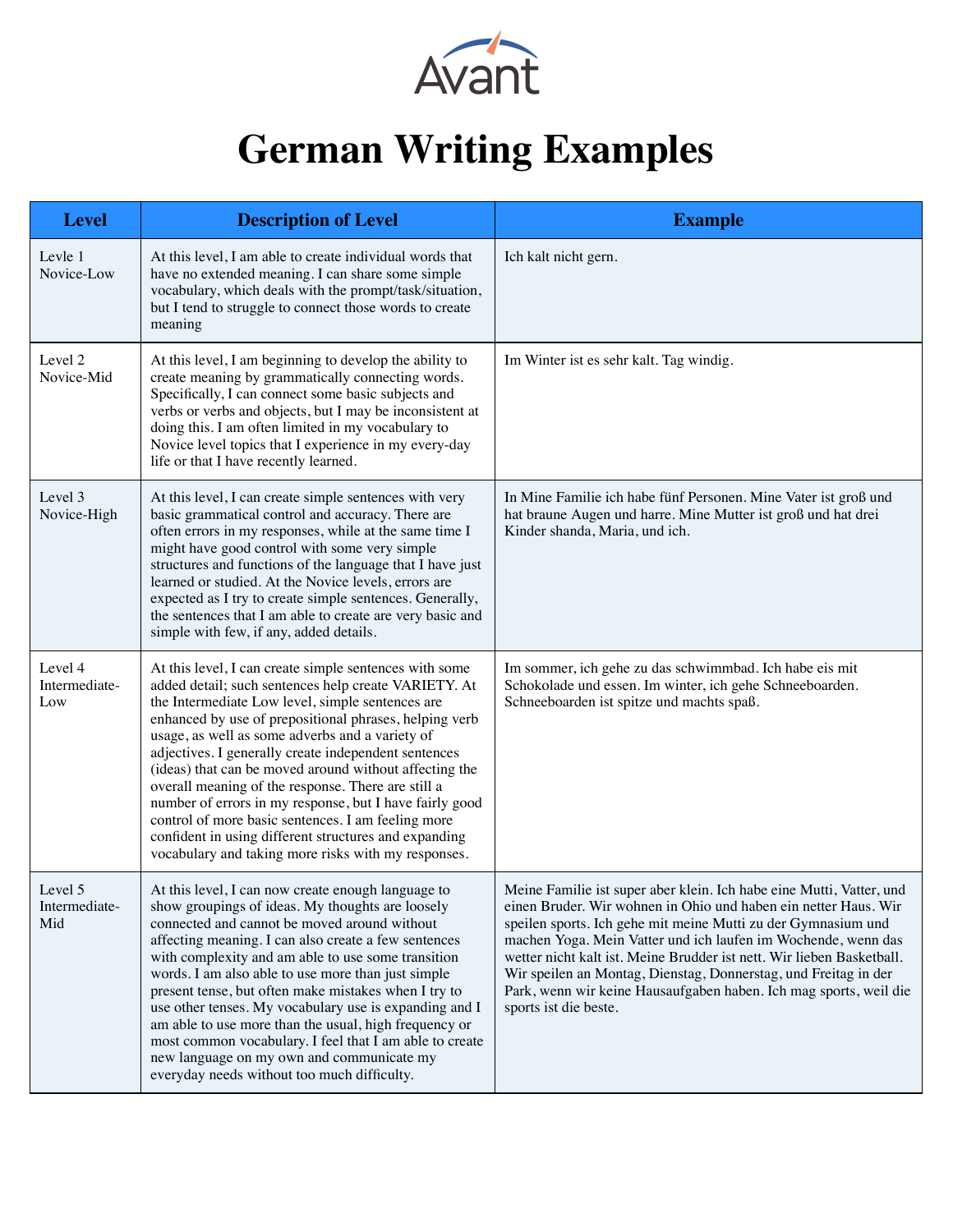Avant

# German Writing Examples

| Level | Description of Level | Example |
| --- | --- | --- |
| Levle 1 Novice-Low | At this level, I am able to create individual words that have no extended meaning. I can share some simple vocabulary, which deals with the prompt/task/situation, but I tend to struggle to connect those words to create meaning | Ich kalt nicht gern. |
| Level 2 Novice-Mid | At this level, I am beginning to develop the ability to create meaning by grammatically connecting words. Specifically, I can connect some basic subjects and verbs or verbs and objects, but I may be inconsistent at doing this. I am often limited in my vocabulary to Novice level topics that I experience in my every-day life or that I have recently learned. | Im Winter ist es sehr kalt. Tag windig. |
| Level 3 Novice-High | At this level, I can create simple sentences with very basic grammatical control and accuracy. There are often errors in my responses, while at the same time I might have good control with some very simple structures and functions of the language that I have just learned or studied. At the Novice levels, errors are expected as I try to create simple sentences. Generally, the sentences that I am able to create are very basic and simple with few, if any, added details. | In Mine Familie ich habe fünf Personen. Mine Vater ist groß und hat braune Augen und harre. Mine Mutter ist groß und hat drei Kinder shanda, Maria, und ich. |
| Level 4 Intermediate-Low | At this level, I can create simple sentences with some added detail; such sentences help create VARIETY. At the Intermediate Low level, simple sentences are enhanced by use of prepositional phrases, helping verb usage, as well as some adverbs and a variety of adjectives. I generally create independent sentences (ideas) that can be moved around without affecting the overall meaning of the response. There are still a number of errors in my response, but I have fairly good control of more basic sentences. I am feeling more confident in using different structures and expanding vocabulary and taking more risks with my responses. | Im sommer, ich gehe zu das schwimmbad. Ich habe eis mit Schokolade und essen. Im winter, ich gehe Schneeboarden. Schneeboarden ist spitze und machts spaß. |
| Level 5 Intermediate-Mid | At this level, I can now create enough language to show groupings of ideas. My thoughts are loosely connected and cannot be moved around without affecting meaning. I can also create a few sentences with complexity and am able to use some transition words. I am also able to use more than just simple present tense, but often make mistakes when I try to use other tenses. My vocabulary use is expanding and I am able to use more than the usual, high frequency or most common vocabulary. I feel that I am able to create new language on my own and communicate my everyday needs without too much difficulty. | Meine Familie ist super aber klein. Ich habe eine Mutti, Vatter, und einen Bruder. Wir wohnen in Ohio und haben ein netter Haus. Wir speilen sports. Ich gehe mit meine Mutti zu der Gymnasium und machen Yoga. Mein Vatter und ich laufen im Wochende, wenn das wetter nicht kalt ist. Meine Brudder ist nett. Wir lieben Basketball. Wir speilen an Montag, Dienstag, Donnerstag, und Freitag in der Park, wenn wir keine Hausaufgaben haben. Ich mag sports, weil die sports ist die beste. |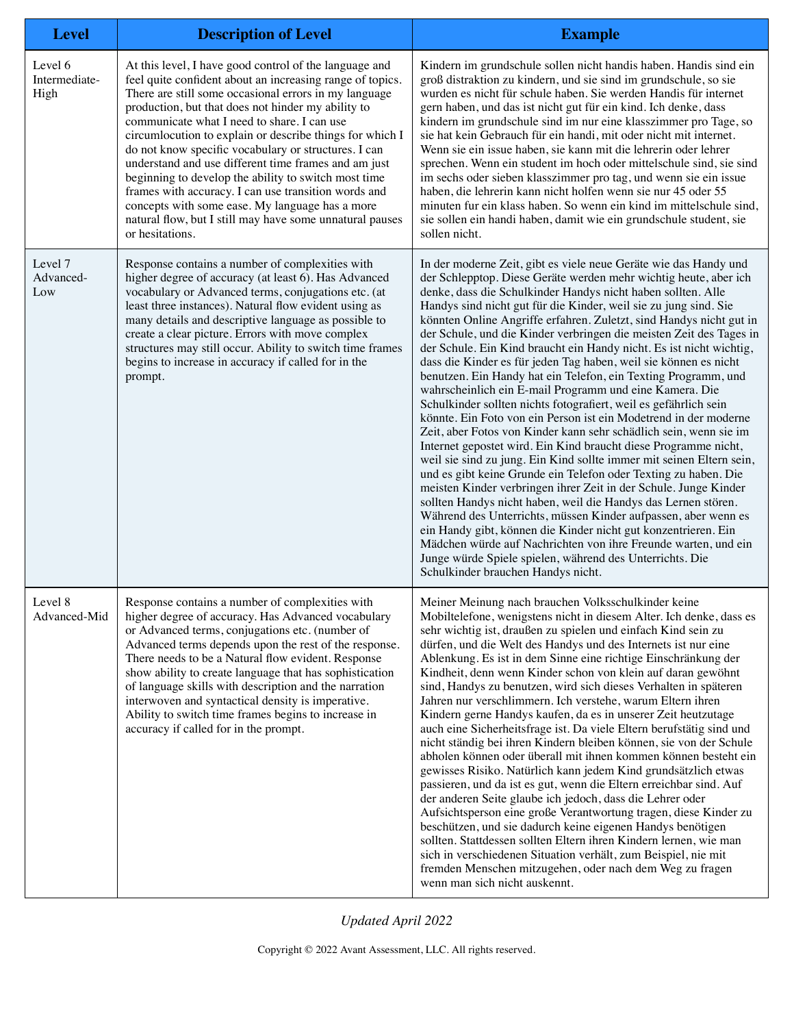| Level | Description of Level | Example |
|---|---|---|
| Level 6 Intermediate-High | At this level, I have good control of the language and feel quite confident about an increasing range of topics. There are still some occasional errors in my language production, but that does not hinder my ability to communicate what I need to share. I can use circumlocution to explain or describe things for which I do not know specific vocabulary or structures. I can understand and use different time frames and am just beginning to develop the ability to switch most time frames with accuracy. I can use transition words and concepts with some ease. My language has a more natural flow, but I still may have some unnatural pauses or hesitations. | Kindern im grundschule sollen nicht handis haben. Handis sind ein groß distraktion zu kindern, und sie sind im grundschule, so sie wurden es nicht für schule haben. Sie werden Handis für internet gern haben, und das ist nicht gut für ein kind. Ich denke, dass kindern im grundschule sind im nur eine klasszimmer pro Tage, so sie hat kein Gebrauch für ein handi, mit oder nicht mit internet. Wenn sie ein issue haben, sie kann mit die lehrerin oder lehrer sprechen. Wenn ein student im hoch oder mittelschule sind, sie sind im sechs oder sieben klasszimmer pro tag, und wenn sie ein issue haben, die lehrerin kann nicht holfen wenn sie nur 45 oder 55 minuten fur ein klass haben. So wenn ein kind im mittelschule sind, sie sollen ein handi haben, damit wie ein grundschule student, sie sollen nicht. |
| Level 7 Advanced-Low | Response contains a number of complexities with higher degree of accuracy (at least 6). Has Advanced vocabulary or Advanced terms, conjugations etc. (at least three instances). Natural flow evident using as many details and descriptive language as possible to create a clear picture. Errors with move complex structures may still occur. Ability to switch time frames begins to increase in accuracy if called for in the prompt. | In der moderne Zeit, gibt es viele neue Geräte wie das Handy und der Schlepptop. Diese Geräte werden mehr wichtig heute, aber ich denke, dass die Schulkinder Handys nicht haben sollten. Alle Handys sind nicht gut für die Kinder, weil sie zu jung sind. Sie könnten Online Angriffe erfahren. Zuletzt, sind Handys nicht gut in der Schule, und die Kinder verbringen die meisten Zeit des Tages in der Schule. Ein Kind braucht ein Handy nicht. Es ist nicht wichtig, dass die Kinder es für jeden Tag haben, weil sie können es nicht benutzen. Ein Handy hat ein Telefon, ein Texting Programm, und wahrscheinlich ein E-mail Programm und eine Kamera. Die Schulkinder sollten nichts fotografiert, weil es gefährlich sein könnte. Ein Foto von ein Person ist ein Modetrend in der moderne Zeit, aber Fotos von Kinder kann sehr schädlich sein, wenn sie im Internet gepostet wird. Ein Kind braucht diese Programme nicht, weil sie sind zu jung. Ein Kind sollte immer mit seinen Eltern sein, und es gibt keine Grunde ein Telefon oder Texting zu haben. Die meisten Kinder verbringen ihrer Zeit in der Schule. Junge Kinder sollten Handys nicht haben, weil die Handys das Lernen stören. Während des Unterrichts, müssen Kinder aufpassen, aber wenn es ein Handy gibt, können die Kinder nicht gut konzentrieren. Ein Mädchen würde auf Nachrichten von ihre Freunde warten, und ein Junge würde Spiele spielen, während des Unterrichts. Die Schulkinder brauchen Handys nicht. |
| Level 8 Advanced-Mid | Response contains a number of complexities with higher degree of accuracy. Has Advanced vocabulary or Advanced terms, conjugations etc. (number of Advanced terms depends upon the rest of the response. There needs to be a Natural flow evident. Response show ability to create language that has sophistication of language skills with description and the narration interwoven and syntactical density is imperative. Ability to switch time frames begins to increase in accuracy if called for in the prompt. | Meiner Meinung nach brauchen Volksschulkinder keine Mobiltelefone, wenigstens nicht in diesem Alter. Ich denke, dass es sehr wichtig ist, draußen zu spielen und einfach Kind sein zu dürfen, und die Welt des Handys und des Internets ist nur eine Ablenkung. Es ist in dem Sinne eine richtige Einschränkung der Kindheit, denn wenn Kinder schon von klein auf daran gewöhnt sind, Handys zu benutzen, wird sich dieses Verhalten in späteren Jahren nur verschlimmern. Ich verstehe, warum Eltern ihren Kindern gerne Handys kaufen, da es in unserer Zeit heutzutage auch eine Sicherheitsfrage ist. Da viele Eltern berufstätig sind und nicht ständig bei ihren Kindern bleiben können, sie von der Schule abholen können oder überall mit ihnen kommen können besteht ein gewisses Risiko. Natürlich kann jedem Kind grundsätzlich etwas passieren, und da ist es gut, wenn die Eltern erreichbar sind. Auf der anderen Seite glaube ich jedoch, dass die Lehrer oder Aufsichtsperson eine große Verantwortung tragen, diese Kinder zu beschützen, und sie dadurch keine eigenen Handys benötigen sollten. Stattdessen sollten Eltern ihren Kindern lernen, wie man sich in verschiedenen Situation verhält, zum Beispiel, nie mit fremden Menschen mitzugehen, oder nach dem Weg zu fragen wenn man sich nicht auskennt. |

*Updated April 2022*

Copyright © 2022 Avant Assessment, LLC. All rights reserved.